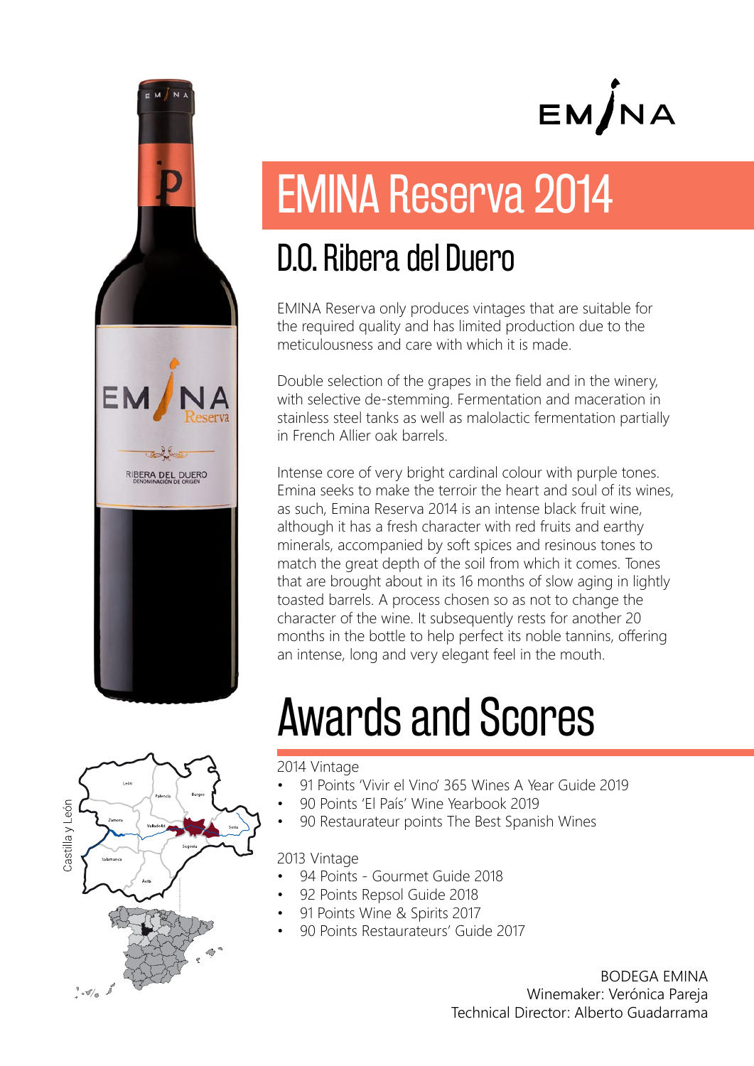# EMINA Reserva 2014

## D.O. Ribera del Duero

EMINA Reserva only produces vintages that are suitable for the required quality and has limited production due to the meticulousness and care with which it is made.

Double selection of the grapes in the field and in the winery, with selective de-stemming. Fermentation and maceration in stainless steel tanks as well as malolactic fermentation partially in French Allier oak barrels.

Intense core of very bright cardinal colour with purple tones. Emina seeks to make the terroir the heart and soul of its wines, as such, Emina Reserva 2014 is an intense black fruit wine, although it has a fresh character with red fruits and earthy minerals, accompanied by soft spices and resinous tones to match the great depth of the soil from which it comes. Tones that are brought about in its 16 months of slow aging in lightly toasted barrels. A process chosen so as not to change the character of the wine. It subsequently rests for another 20 months in the bottle to help perfect its noble tannins, offering an intense, long and very elegant feel in the mouth.

# Awards and Scores

2014 Vintage

- 91 Points 'Vivir el Vino' 365 Wines A Year Guide 2019
- 90 Points 'El País' Wine Yearbook 2019
- 90 Restaurateur points The Best Spanish Wines

2013 Vintage

- 94 Points - Gourmet Guide 2018
- 92 Points Repsol Guide 2018
- 91 Points Wine & Spirits 2017
- 90 Points Restaurateurs' Guide 2017

BODEGA EMINA
Winemaker: Verónica Pareja
Technical Director: Alberto Guadarrama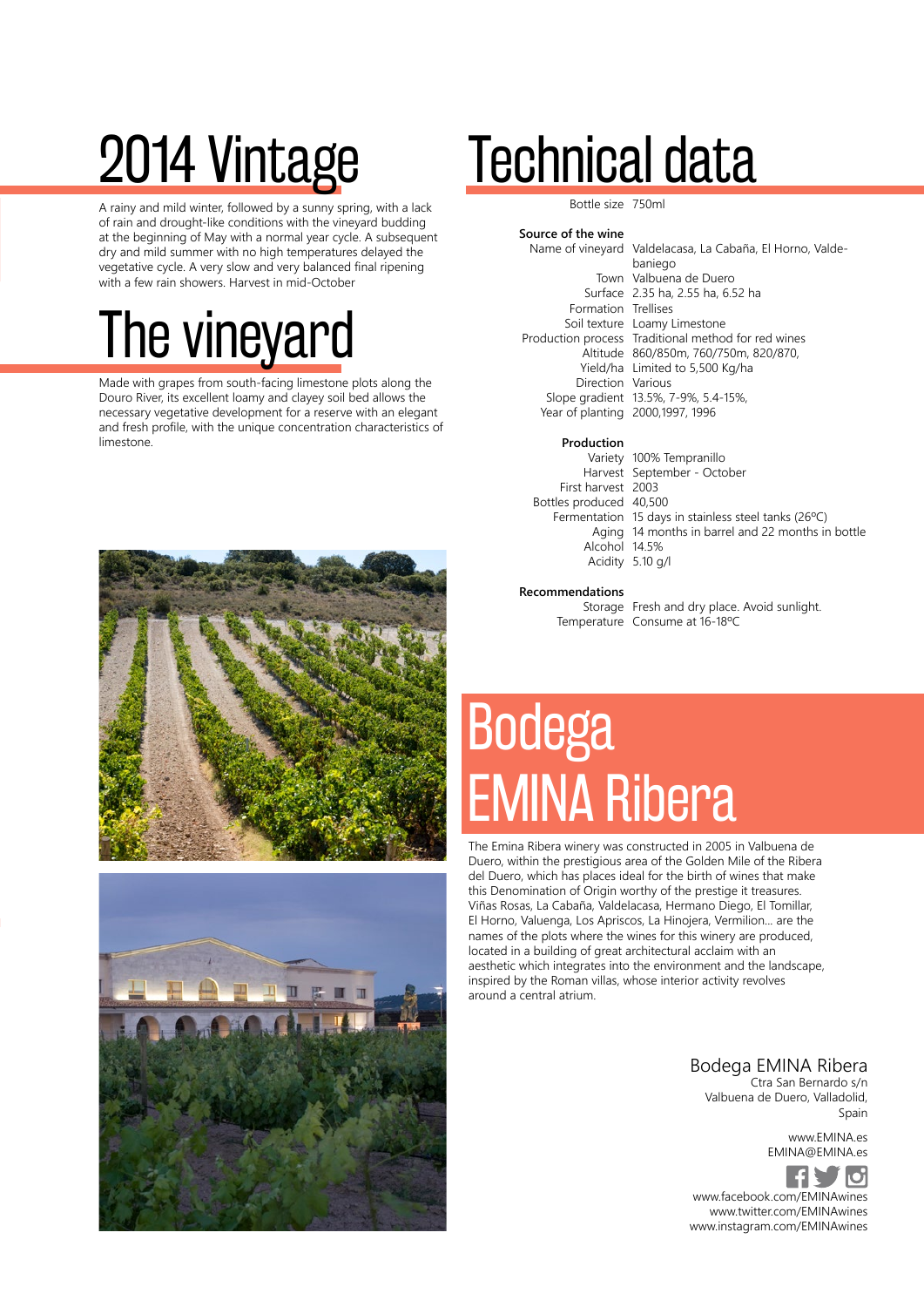# 2014 Vintage

A rainy and mild winter, followed by a sunny spring, with a lack of rain and drought-like conditions with the vineyard budding at the beginning of May with a normal year cycle. A subsequent dry and mild summer with no high temperatures delayed the vegetative cycle. A very slow and very balanced final ripening with a few rain showers. Harvest in mid-October

# The vineyard

Made with grapes from south-facing limestone plots along the Douro River, its excellent loamy and clayey soil bed allows the necessary vegetative development for a reserve with an elegant and fresh profile, with the unique concentration characteristics of limestone.

# Technical data

| | |
|---|---|
| Bottle size | 750ml |
| **Source of the wine** | |
| Name of vineyard | Valdelacasa, La Cabaña, El Horno, Valde-baniego |
| Town | Valbuena de Duero |
| Surface | 2.35 ha, 2.55 ha, 6.52 ha |
| Formation | Trellises |
| Soil texture | Loamy Limestone |
| Production process | Traditional method for red wines |
| Altitude | 860/850m, 760/750m, 820/870, |
| Yield/ha | Limited to 5,500 Kg/ha |
| Direction | Various |
| Slope gradient | 13.5%, 7-9%, 5.4-15%, |
| Year of planting | 2000,1997, 1996 |
| **Production** | |
| Variety | 100% Tempranillo |
| Harvest | September - October |
| First harvest | 2003 |
| Bottles produced | 40,500 |
| Fermentation | 15 days in stainless steel tanks (26ºC) |
| Aging | 14 months in barrel and 22 months in bottle |
| Alcohol | 14.5% |
| Acidity | 5.10 g/l |
| **Recommendations** | |
| Storage | Fresh and dry place. Avoid sunlight. |
| Temperature | Consume at 16-18ºC |

# Bodega EMINA Ribera

The Emina Ribera winery was constructed in 2005 in Valbuena de Duero, within the prestigious area of the Golden Mile of the Ribera del Duero, which has places ideal for the birth of wines that make this Denomination of Origin worthy of the prestige it treasures. Viñas Rosas, La Cabaña, Valdelacasa, Hermano Diego, El Tomillar, El Horno, Valuenga, Los Apriscos, La Hinojera, Vermilion... are the names of the plots where the wines for this winery are produced, located in a building of great architectural acclaim with an aesthetic which integrates into the environment and the landscape, inspired by the Roman villas, whose interior activity revolves around a central atrium.

Bodega EMINA Ribera
Ctra San Bernardo s/n
Valbuena de Duero, Valladolid,
Spain

www.EMINA.es
EMINA@EMINA.es

www.facebook.com/EMINAwines
www.twitter.com/EMINAwines
www.instagram.com/EMINAwines